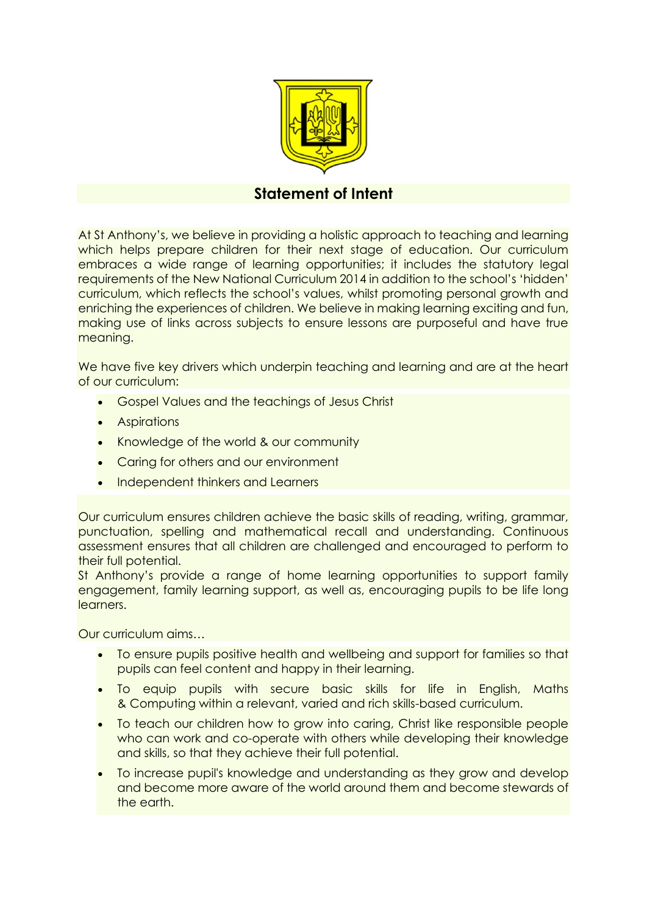# Statement of Intent

At St Anthony's, we believe in providing a holistic approach to teaching and learning which helps prepare children for their next stage of education. Our curriculum embraces a wide range of learning opportunities; it includes the statutory legal requirements of the New National Curriculum 2014 in addition to the school's 'hidden' curriculum, which reflects the school's values, whilst promoting personal growth and enriching the experiences of children. We believe in making learning exciting and fun, making use of links across subjects to ensure lessons are purposeful and have true meaning.

We have five key drivers which underpin teaching and learning and are at the heart of our curriculum:

- Gospel Values and the teachings of Jesus Christ
- Aspirations
- Knowledge of the world & our community
- Caring for others and our environment
- Independent thinkers and Learners

Our curriculum ensures children achieve the basic skills of reading, writing, grammar, punctuation, spelling and mathematical recall and understanding. Continuous assessment ensures that all children are challenged and encouraged to perform to their full potential.
St Anthony's provide a range of home learning opportunities to support family engagement, family learning support, as well as, encouraging pupils to be life long learners.

Our curriculum aims…

- To ensure pupils positive health and wellbeing and support for families so that pupils can feel content and happy in their learning.
- To equip pupils with secure basic skills for life in English, Maths & Computing within a relevant, varied and rich skills-based curriculum.
- To teach our children how to grow into caring, Christ like responsible people who can work and co-operate with others while developing their knowledge and skills, so that they achieve their full potential.
- To increase pupil's knowledge and understanding as they grow and develop and become more aware of the world around them and become stewards of the earth.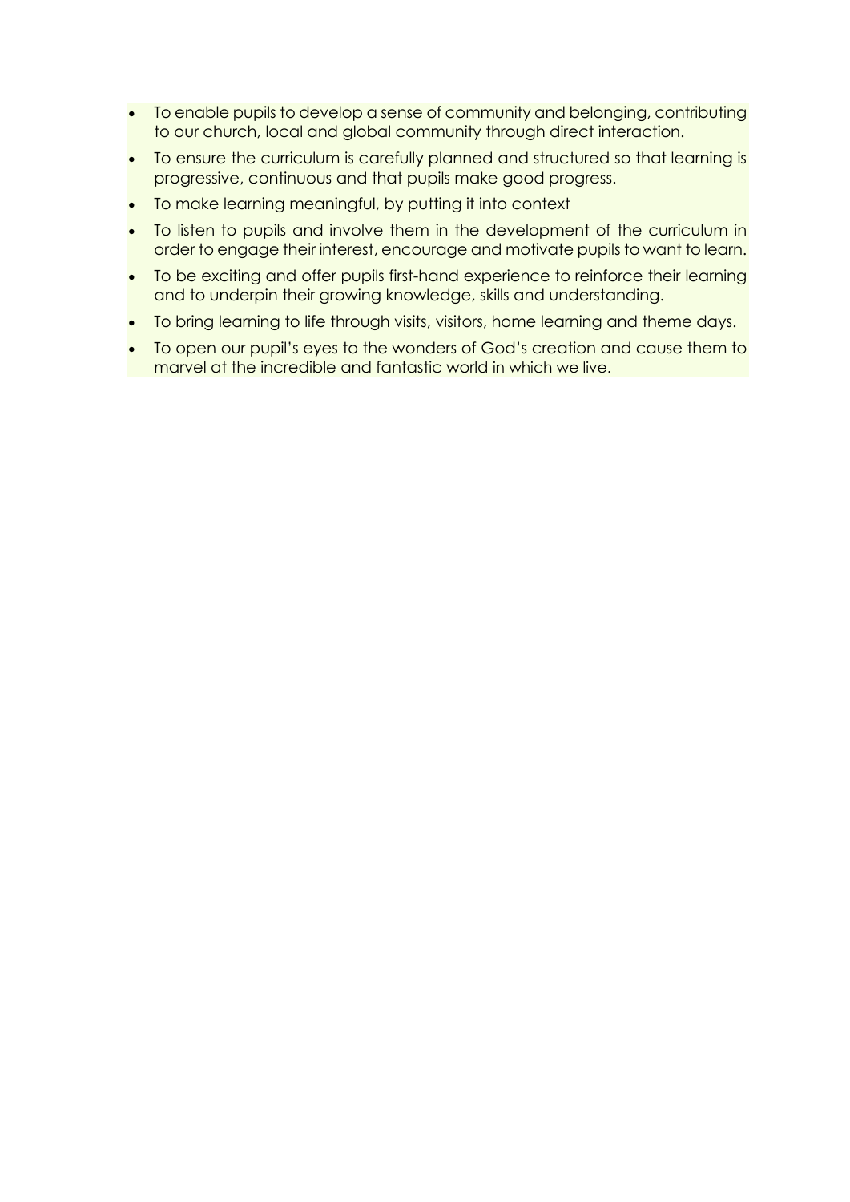- To enable pupils to develop a sense of community and belonging, contributing to our church, local and global community through direct interaction.
- To ensure the curriculum is carefully planned and structured so that learning is progressive, continuous and that pupils make good progress.
- To make learning meaningful, by putting it into context
- To listen to pupils and involve them in the development of the curriculum in order to engage their interest, encourage and motivate pupils to want to learn.
- To be exciting and offer pupils first-hand experience to reinforce their learning and to underpin their growing knowledge, skills and understanding.
- To bring learning to life through visits, visitors, home learning and theme days.
- To open our pupil's eyes to the wonders of God's creation and cause them to marvel at the incredible and fantastic world in which we live.